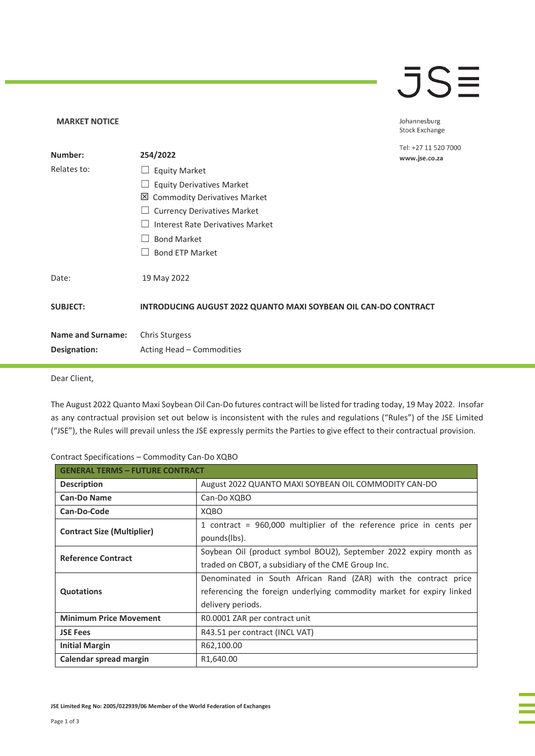JSE

Johannesburg Stock Exchange

Tel: +27 11 520 7000
www.jse.co.za

**MARKET NOTICE**

| | |
|---|---|
| **Number:** | **254/2022** |
| Relates to: | ☐ Equity Market<br>☐ Equity Derivatives Market<br>☒ Commodity Derivatives Market<br>☐ Currency Derivatives Market<br>☐ Interest Rate Derivatives Market<br>☐ Bond Market<br>☐ Bond ETP Market |
| Date: | 19 May 2022 |
| **SUBJECT:** | **INTRODUCING AUGUST 2022 QUANTO MAXI SOYBEAN OIL CAN-DO CONTRACT** |
| **Name and Surname:** | Chris Sturgess |
| **Designation:** | Acting Head – Commodities |

Dear Client,

The August 2022 Quanto Maxi Soybean Oil Can-Do futures contract will be listed for trading today, 19 May 2022. Insofar as any contractual provision set out below is inconsistent with the rules and regulations ("Rules") of the JSE Limited ("JSE"), the Rules will prevail unless the JSE expressly permits the Parties to give effect to their contractual provision.

Contract Specifications – Commodity Can-Do XQBO

| GENERAL TERMS – FUTURE CONTRACT | |
|---|---|
| **Description** | August 2022 QUANTO MAXI SOYBEAN OIL COMMODITY CAN-DO |
| **Can-Do Name** | Can-Do XQBO |
| **Can-Do-Code** | XQBO |
| **Contract Size (Multiplier)** | 1 contract = 960,000 multiplier of the reference price in cents per pounds(lbs). |
| **Reference Contract** | Soybean Oil (product symbol BOU2), September 2022 expiry month as traded on CBOT, a subsidiary of the CME Group Inc. |
| **Quotations** | Denominated in South African Rand (ZAR) with the contract price referencing the foreign underlying commodity market for expiry linked delivery periods. |
| **Minimum Price Movement** | R0.0001 ZAR per contract unit |
| **JSE Fees** | R43.51 per contract (INCL VAT) |
| **Initial Margin** | R62,100.00 |
| **Calendar spread margin** | R1,640.00 |

JSE Limited Reg No: 2005/022939/06 Member of the World Federation of Exchanges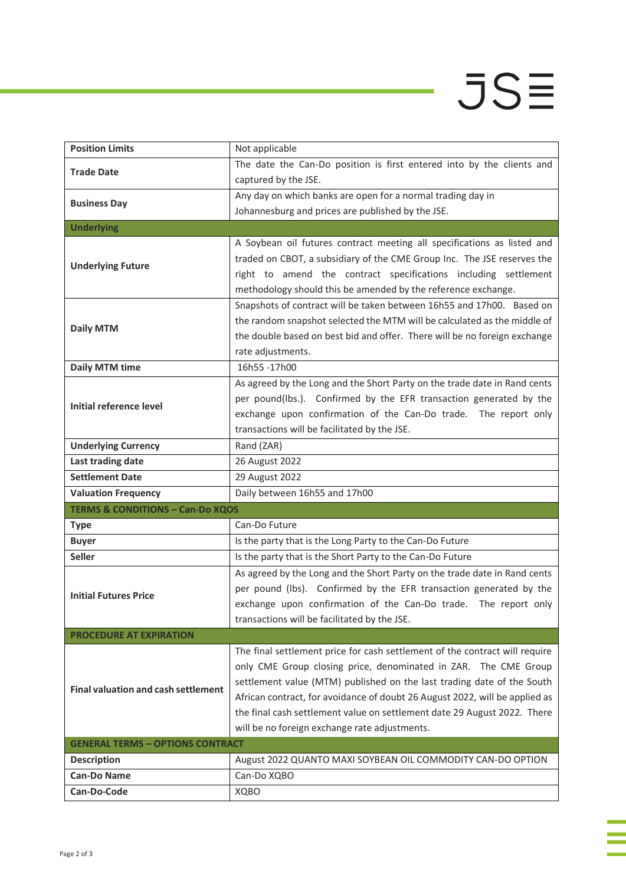| | |
|---|---|
| **Position Limits** | Not applicable |
| **Trade Date** | The date the Can-Do position is first entered into by the clients and captured by the JSE. |
| **Business Day** | Any day on which banks are open for a normal trading day in Johannesburg and prices are published by the JSE. |
| **Underlying** | |
| **Underlying Future** | A Soybean oil futures contract meeting all specifications as listed and traded on CBOT, a subsidiary of the CME Group Inc. The JSE reserves the right to amend the contract specifications including settlement methodology should this be amended by the reference exchange. |
| **Daily MTM** | Snapshots of contract will be taken between 16h55 and 17h00. Based on the random snapshot selected the MTM will be calculated as the middle of the double based on best bid and offer. There will be no foreign exchange rate adjustments. |
| **Daily MTM time** | 16h55 -17h00 |
| **Initial reference level** | As agreed by the Long and the Short Party on the trade date in Rand cents per pound(lbs.). Confirmed by the EFR transaction generated by the exchange upon confirmation of the Can-Do trade. The report only transactions will be facilitated by the JSE. |
| **Underlying Currency** | Rand (ZAR) |
| **Last trading date** | 26 August 2022 |
| **Settlement Date** | 29 August 2022 |
| **Valuation Frequency** | Daily between 16h55 and 17h00 |
| **TERMS & CONDITIONS – Can-Do XQOS** | |
| **Type** | Can-Do Future |
| **Buyer** | Is the party that is the Long Party to the Can-Do Future |
| **Seller** | Is the party that is the Short Party to the Can-Do Future |
| **Initial Futures Price** | As agreed by the Long and the Short Party on the trade date in Rand cents per pound (lbs). Confirmed by the EFR transaction generated by the exchange upon confirmation of the Can-Do trade. The report only transactions will be facilitated by the JSE. |
| **PROCEDURE AT EXPIRATION** | |
| **Final valuation and cash settlement** | The final settlement price for cash settlement of the contract will require only CME Group closing price, denominated in ZAR. The CME Group settlement value (MTM) published on the last trading date of the South African contract, for avoidance of doubt 26 August 2022, will be applied as the final cash settlement value on settlement date 29 August 2022. There will be no foreign exchange rate adjustments. |
| **GENERAL TERMS – OPTIONS CONTRACT** | |
| **Description** | August 2022 QUANTO MAXI SOYBEAN OIL COMMODITY CAN-DO OPTION |
| **Can-Do Name** | Can-Do XQBO |
| **Can-Do-Code** | XQBO |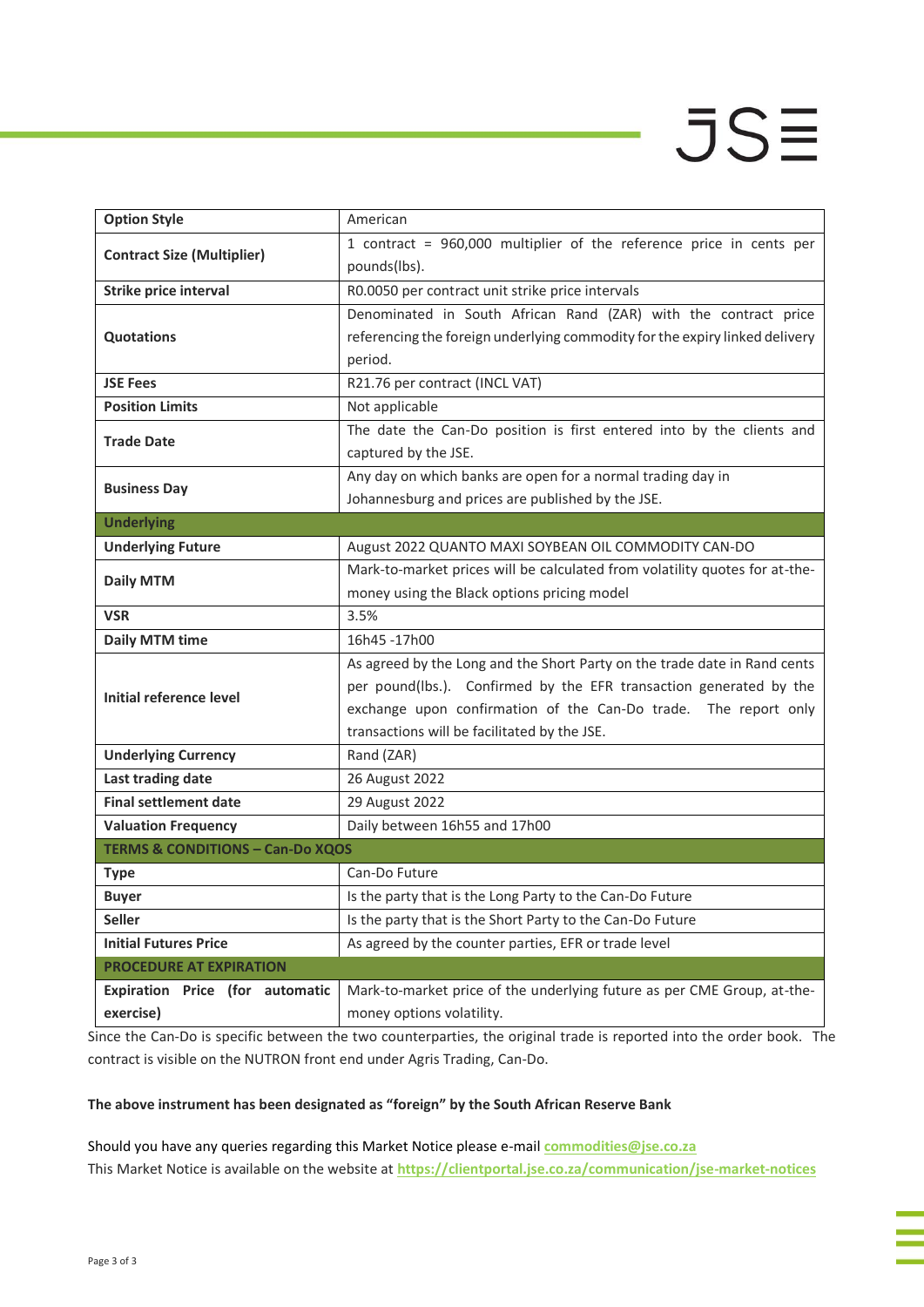| | |
|---|---|
| **Option Style** | American |
| **Contract Size (Multiplier)** | 1 contract = 960,000 multiplier of the reference price in cents per pounds(lbs). |
| **Strike price interval** | R0.0050 per contract unit strike price intervals |
| **Quotations** | Denominated in South African Rand (ZAR) with the contract price referencing the foreign underlying commodity for the expiry linked delivery period. |
| **JSE Fees** | R21.76 per contract (INCL VAT) |
| **Position Limits** | Not applicable |
| **Trade Date** | The date the Can-Do position is first entered into by the clients and captured by the JSE. |
| **Business Day** | Any day on which banks are open for a normal trading day in Johannesburg and prices are published by the JSE. |
| **Underlying** | |
| **Underlying Future** | August 2022 QUANTO MAXI SOYBEAN OIL COMMODITY CAN-DO |
| **Daily MTM** | Mark-to-market prices will be calculated from volatility quotes for at-the-money using the Black options pricing model |
| **VSR** | 3.5% |
| **Daily MTM time** | 16h45 -17h00 |
| **Initial reference level** | As agreed by the Long and the Short Party on the trade date in Rand cents per pound(lbs.). Confirmed by the EFR transaction generated by the exchange upon confirmation of the Can-Do trade. The report only transactions will be facilitated by the JSE. |
| **Underlying Currency** | Rand (ZAR) |
| **Last trading date** | 26 August 2022 |
| **Final settlement date** | 29 August 2022 |
| **Valuation Frequency** | Daily between 16h55 and 17h00 |
| **TERMS & CONDITIONS – Can-Do XQOS** | |
| **Type** | Can-Do Future |
| **Buyer** | Is the party that is the Long Party to the Can-Do Future |
| **Seller** | Is the party that is the Short Party to the Can-Do Future |
| **Initial Futures Price** | As agreed by the counter parties, EFR or trade level |
| **PROCEDURE AT EXPIRATION** | |
| **Expiration Price (for automatic exercise)** | Mark-to-market price of the underlying future as per CME Group, at-the-money options volatility. |

Since the Can-Do is specific between the two counterparties, the original trade is reported into the order book. The contract is visible on the NUTRON front end under Agris Trading, Can-Do.

**The above instrument has been designated as "foreign" by the South African Reserve Bank**

Should you have any queries regarding this Market Notice please e-mail commodities@jse.co.za
This Market Notice is available on the website at https://clientportal.jse.co.za/communication/jse-market-notices